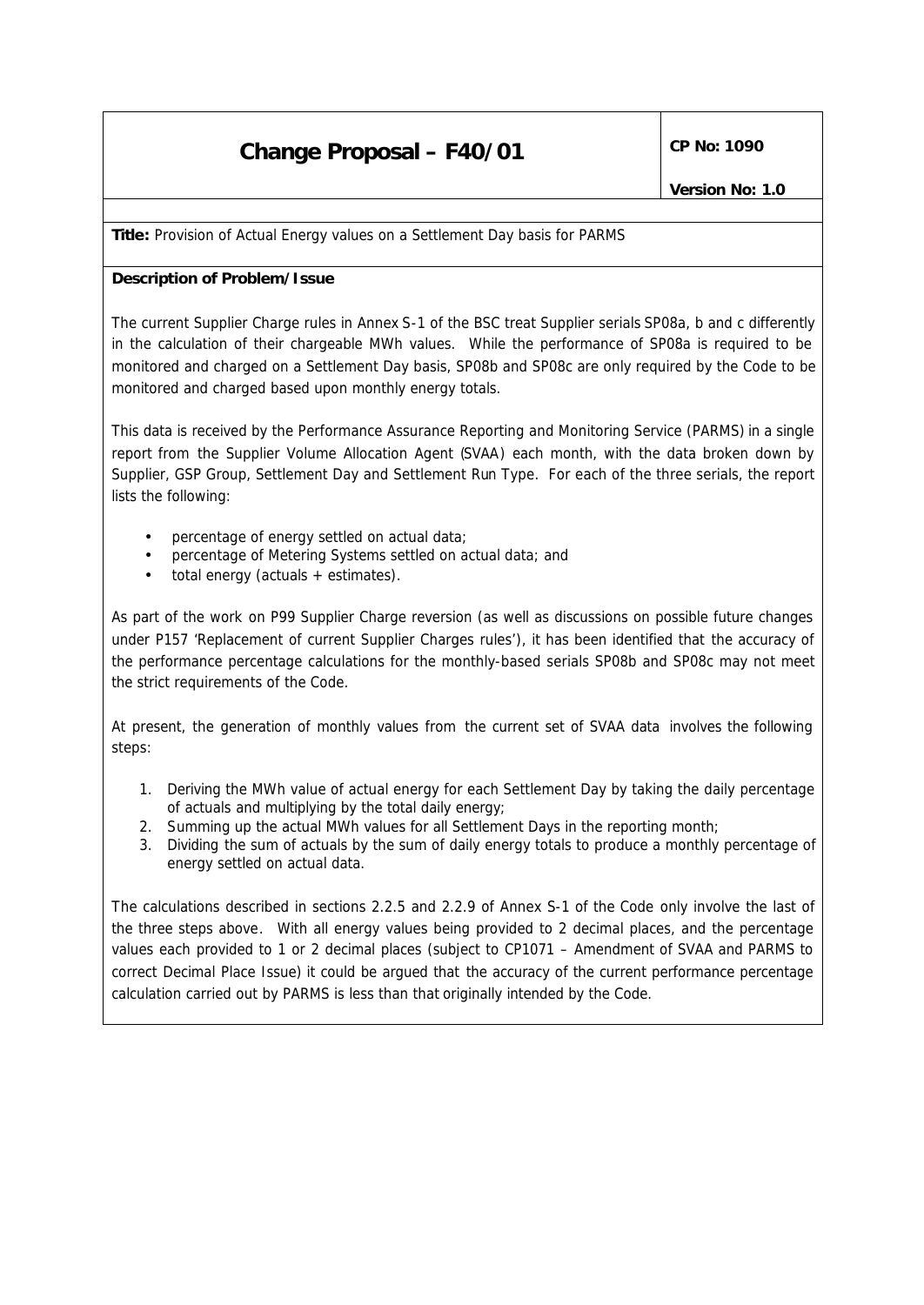# Change Proposal – F40/01

**CP No: 1090**

**Version No: 1.0**

**Title:** Provision of Actual Energy values on a Settlement Day basis for PARMS

**Description of Problem/Issue**

The current Supplier Charge rules in Annex S-1 of the BSC treat Supplier serials SP08a, b and c differently in the calculation of their chargeable MWh values. While the performance of SP08a is required to be monitored and charged on a Settlement Day basis, SP08b and SP08c are only required by the Code to be monitored and charged based upon monthly energy totals.

This data is received by the Performance Assurance Reporting and Monitoring Service (PARMS) in a single report from the Supplier Volume Allocation Agent (SVAA) each month, with the data broken down by Supplier, GSP Group, Settlement Day and Settlement Run Type. For each of the three serials, the report lists the following:

- percentage of energy settled on actual data;
- percentage of Metering Systems settled on actual data; and
- total energy (actuals + estimates).

As part of the work on P99 Supplier Charge reversion (as well as discussions on possible future changes under P157 'Replacement of current Supplier Charges rules'), it has been identified that the accuracy of the performance percentage calculations for the monthly-based serials SP08b and SP08c may not meet the strict requirements of the Code.

At present, the generation of monthly values from the current set of SVAA data involves the following steps:

1. Deriving the MWh value of actual energy for each Settlement Day by taking the daily percentage of actuals and multiplying by the total daily energy;
2. Summing up the actual MWh values for all Settlement Days in the reporting month;
3. Dividing the sum of actuals by the sum of daily energy totals to produce a monthly percentage of energy settled on actual data.

The calculations described in sections 2.2.5 and 2.2.9 of Annex S-1 of the Code only involve the last of the three steps above. With all energy values being provided to 2 decimal places, and the percentage values each provided to 1 or 2 decimal places (subject to CP1071 – Amendment of SVAA and PARMS to correct Decimal Place Issue) it could be argued that the accuracy of the current performance percentage calculation carried out by PARMS is less than that originally intended by the Code.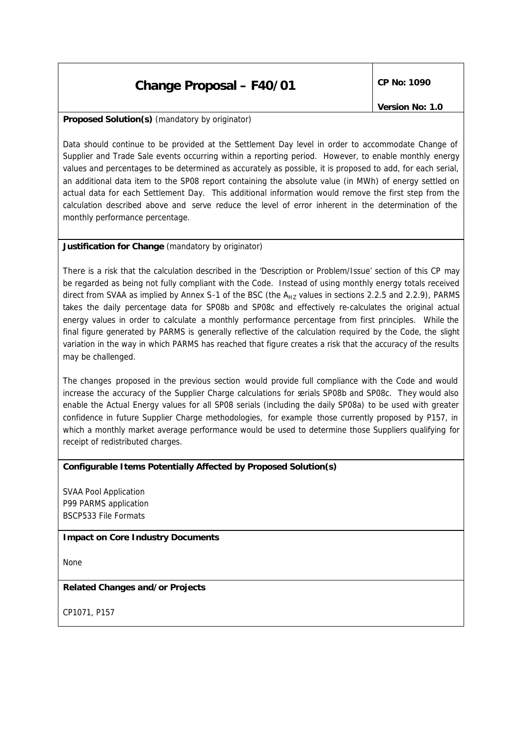# Change Proposal – F40/01

**CP No: 1090**

**Version No: 1.0**

**Proposed Solution(s)** (mandatory by originator)

Data should continue to be provided at the Settlement Day level in order to accommodate Change of Supplier and Trade Sale events occurring within a reporting period. However, to enable monthly energy values and percentages to be determined as accurately as possible, it is proposed to add, for each serial, an additional data item to the SP08 report containing the absolute value (in MWh) of energy settled on actual data for each Settlement Day. This additional information would remove the first step from the calculation described above and serve reduce the level of error inherent in the determination of the monthly performance percentage.

**Justification for Change** (mandatory by originator)

There is a risk that the calculation described in the 'Description or Problem/Issue' section of this CP may be regarded as being not fully compliant with the Code. Instead of using monthly energy totals received direct from SVAA as implied by Annex S-1 of the BSC (the $A_{HZ}$ values in sections 2.2.5 and 2.2.9), PARMS takes the daily percentage data for SP08b and SP08c and effectively re-calculates the original actual energy values in order to calculate a monthly performance percentage from first principles. While the final figure generated by PARMS is generally reflective of the calculation required by the Code, the slight variation in the way in which PARMS has reached that figure creates a risk that the accuracy of the results may be challenged.

The changes proposed in the previous section would provide full compliance with the Code and would increase the accuracy of the Supplier Charge calculations for serials SP08b and SP08c. They would also enable the Actual Energy values for all SP08 serials (including the daily SP08a) to be used with greater confidence in future Supplier Charge methodologies, for example those currently proposed by P157, in which a monthly market average performance would be used to determine those Suppliers qualifying for receipt of redistributed charges.

**Configurable Items Potentially Affected by Proposed Solution(s)**

SVAA Pool Application
P99 PARMS application
BSCP533 File Formats

**Impact on Core Industry Documents**

None

**Related Changes and/or Projects**

CP1071, P157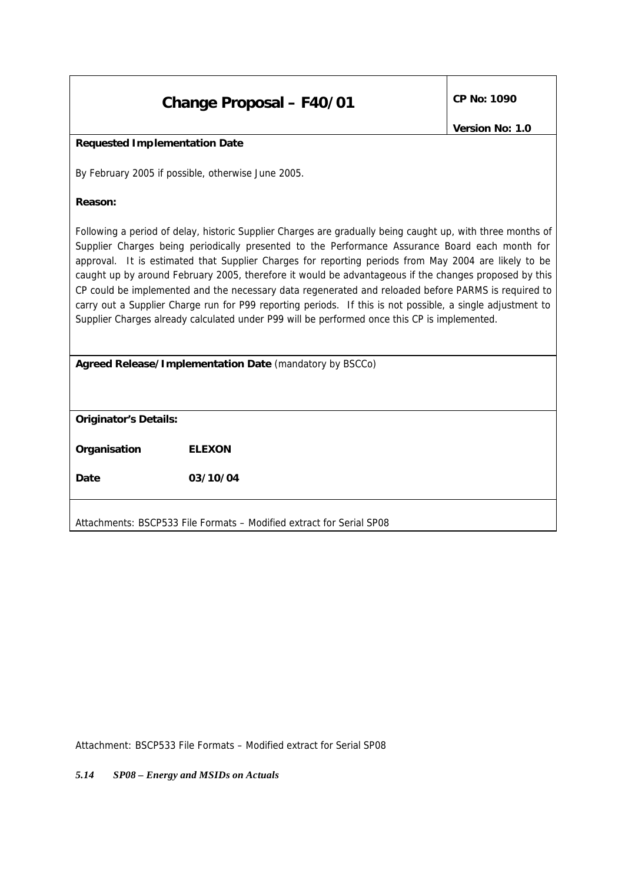# Change Proposal – F40/01

**CP No: 1090**

**Version No: 1.0**

**Requested Implementation Date**

By February 2005 if possible, otherwise June 2005.

**Reason:**

Following a period of delay, historic Supplier Charges are gradually being caught up, with three months of Supplier Charges being periodically presented to the Performance Assurance Board each month for approval. It is estimated that Supplier Charges for reporting periods from May 2004 are likely to be caught up by around February 2005, therefore it would be advantageous if the changes proposed by this CP could be implemented and the necessary data regenerated and reloaded before PARMS is required to carry out a Supplier Charge run for P99 reporting periods. If this is not possible, a single adjustment to Supplier Charges already calculated under P99 will be performed once this CP is implemented.

**Agreed Release/Implementation Date** (mandatory by BSCCo)

**Originator's Details:**

**Organisation** **ELEXON**

**Date** **03/10/04**

Attachments: BSCP533 File Formats – Modified extract for Serial SP08

Attachment: BSCP533 File Formats – Modified extract for Serial SP08

### *5.14 SP08 – Energy and MSIDs on Actuals*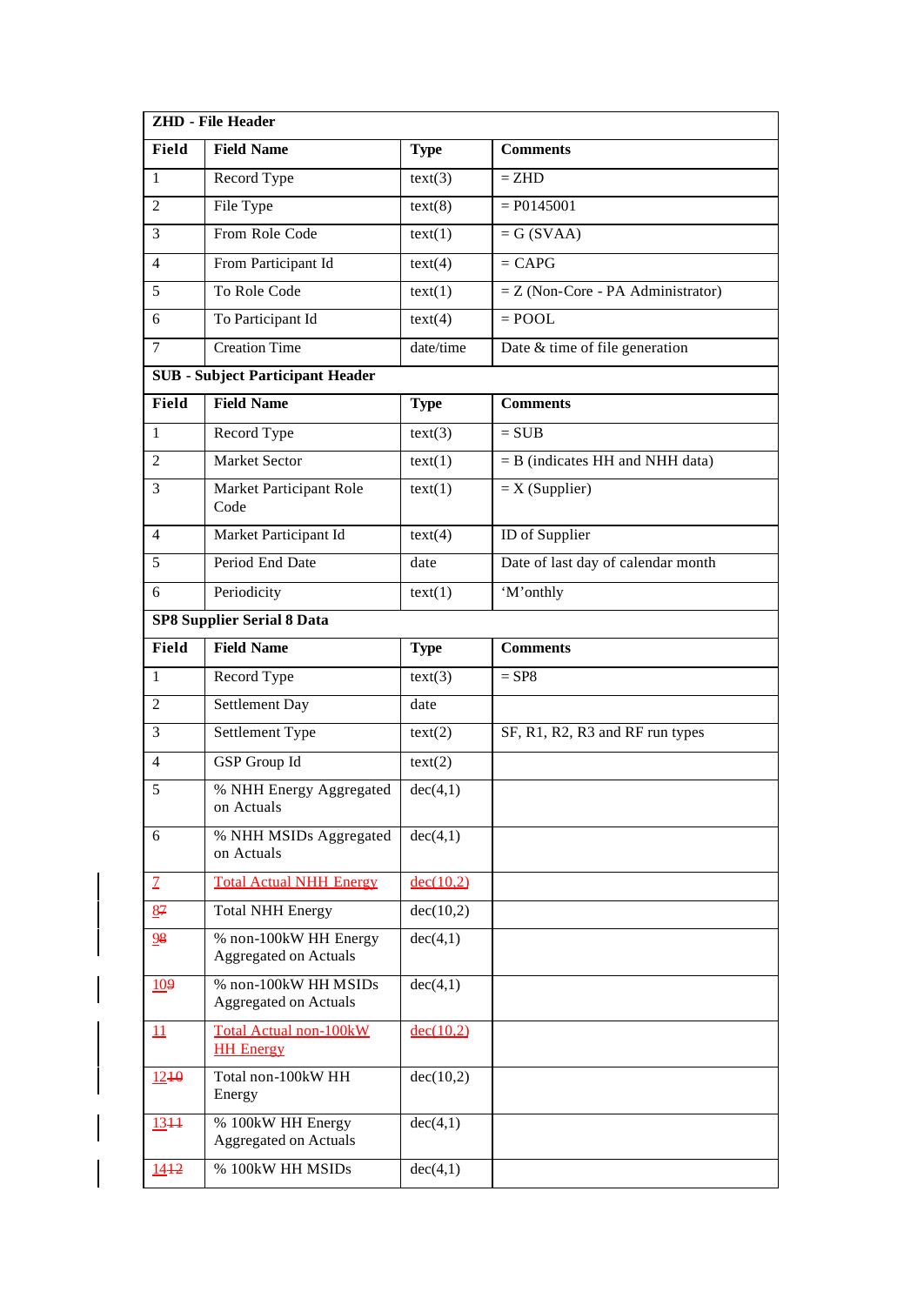| ZHD - File Header | | | |
|---|---|---|---|
| **Field** | **Field Name** | **Type** | **Comments** |
| 1 | Record Type | text(3) | = ZHD |
| 2 | File Type | text(8) | = P0145001 |
| 3 | From Role Code | text(1) | = G (SVAA) |
| 4 | From Participant Id | text(4) | = CAPG |
| 5 | To Role Code | text(1) | = Z (Non-Core - PA Administrator) |
| 6 | To Participant Id | text(4) | = POOL |
| 7 | Creation Time | date/time | Date & time of file generation |
| **SUB - Subject Participant Header** | | | |
| **Field** | **Field Name** | **Type** | **Comments** |
| 1 | Record Type | text(3) | = SUB |
| 2 | Market Sector | text(1) | = B (indicates HH and NHH data) |
| 3 | Market Participant Role Code | text(1) | = X (Supplier) |
| 4 | Market Participant Id | text(4) | ID of Supplier |
| 5 | Period End Date | date | Date of last day of calendar month |
| 6 | Periodicity | text(1) | 'M'onthly |
| **SP8 Supplier Serial 8 Data** | | | |
| **Field** | **Field Name** | **Type** | **Comments** |
| 1 | Record Type | text(3) | = SP8 |
| 2 | Settlement Day | date | |
| 3 | Settlement Type | text(2) | SF, R1, R2, R3 and RF run types |
| 4 | GSP Group Id | text(2) | |
| 5 | % NHH Energy Aggregated on Actuals | dec(4,1) | |
| 6 | % NHH MSIDs Aggregated on Actuals | dec(4,1) | |
| 7 | Total Actual NHH Energy | dec(10,2) | |
| 8~~7~~ | Total NHH Energy | dec(10,2) | |
| 9~~8~~ | % non-100kW HH Energy Aggregated on Actuals | dec(4,1) | |
| 10~~9~~ | % non-100kW HH MSIDs Aggregated on Actuals | dec(4,1) | |
| 11 | Total Actual non-100kW HH Energy | dec(10,2) | |
| 12~~10~~ | Total non-100kW HH Energy | dec(10,2) | |
| 13~~11~~ | % 100kW HH Energy Aggregated on Actuals | dec(4,1) | |
| 14~~12~~ | % 100kW HH MSIDs | dec(4,1) | |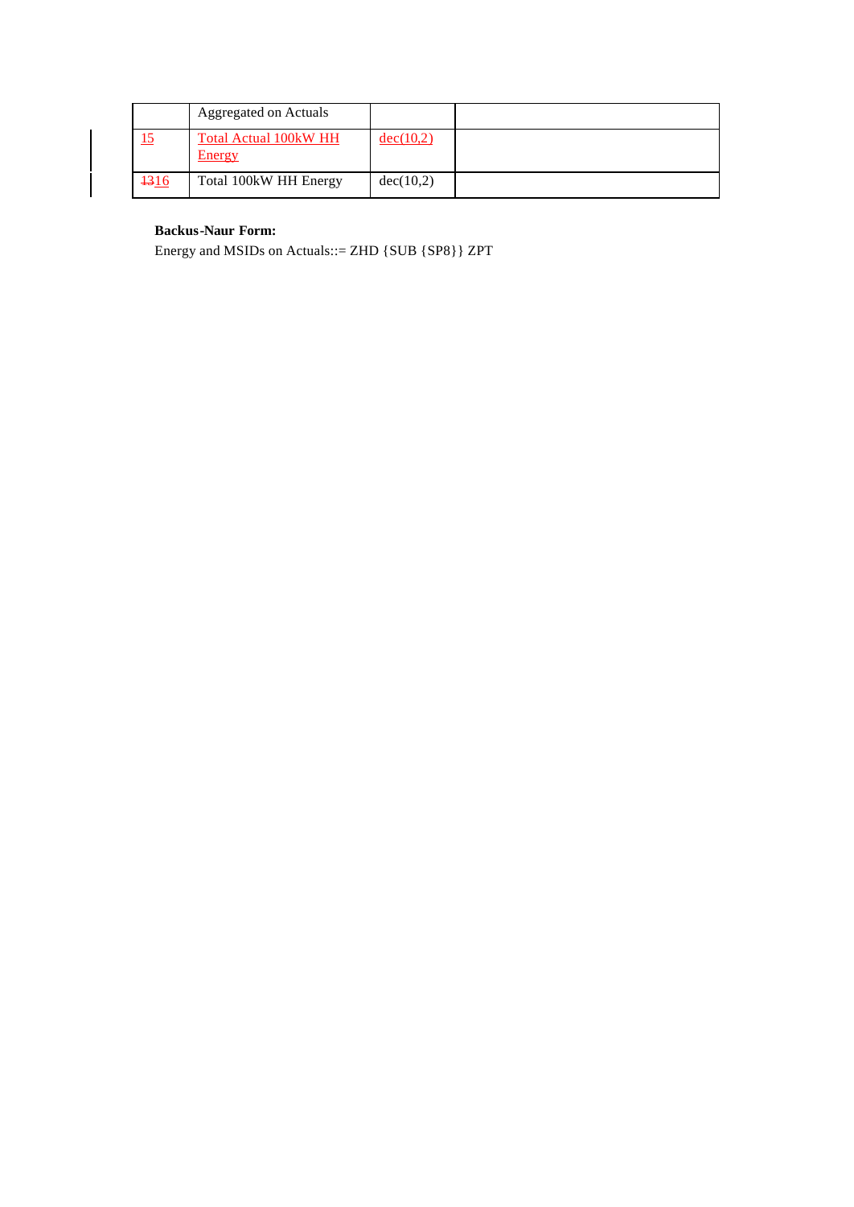| | | | |
|---|---|---|---|
| | Aggregated on Actuals | | |
| 15 | Total Actual 100kW HH Energy | dec(10,2) | |
| ~~13~~16 | Total 100kW HH Energy | dec(10,2) | |

**Backus-Naur Form:**

Energy and MSIDs on Actuals::= ZHD {SUB {SP8}} ZPT